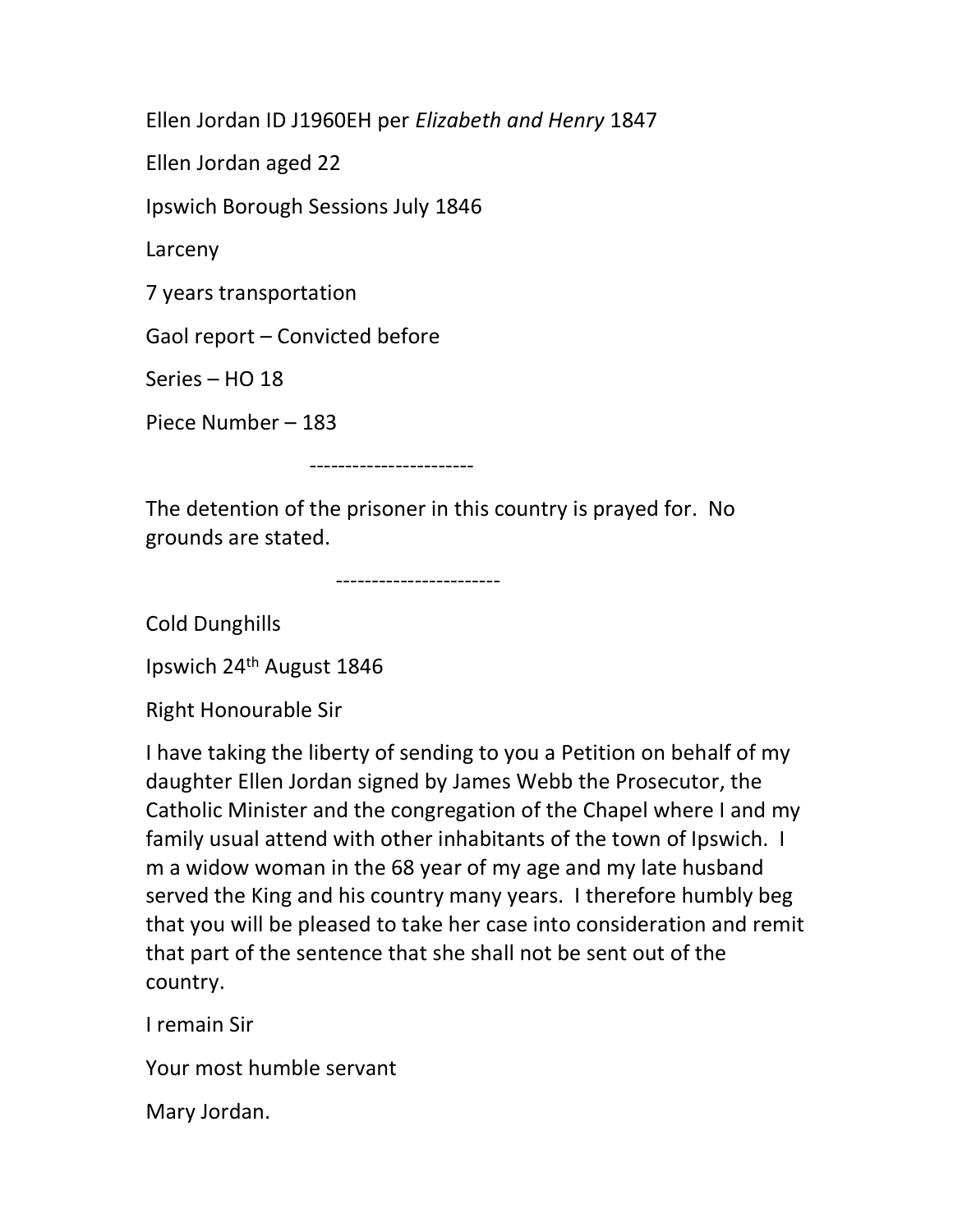Ellen Jordan ID J1960EH per *Elizabeth and Henry* 1847

Ellen Jordan aged 22

Ipswich Borough Sessions July 1846

Larceny

7 years transportation

Gaol report – Convicted before

Series – HO 18

Piece Number – 183

-----------------------

The detention of the prisoner in this country is prayed for. No grounds are stated.

-----------------------

Cold Dunghills

Ipswich 24th August 1846

Right Honourable Sir

I have taking the liberty of sending to you a Petition on behalf of my daughter Ellen Jordan signed by James Webb the Prosecutor, the Catholic Minister and the congregation of the Chapel where I and my family usual attend with other inhabitants of the town of Ipswich. I m a widow woman in the 68 year of my age and my late husband served the King and his country many years. I therefore humbly beg that you will be pleased to take her case into consideration and remit that part of the sentence that she shall not be sent out of the country.

I remain Sir

Your most humble servant

Mary Jordan.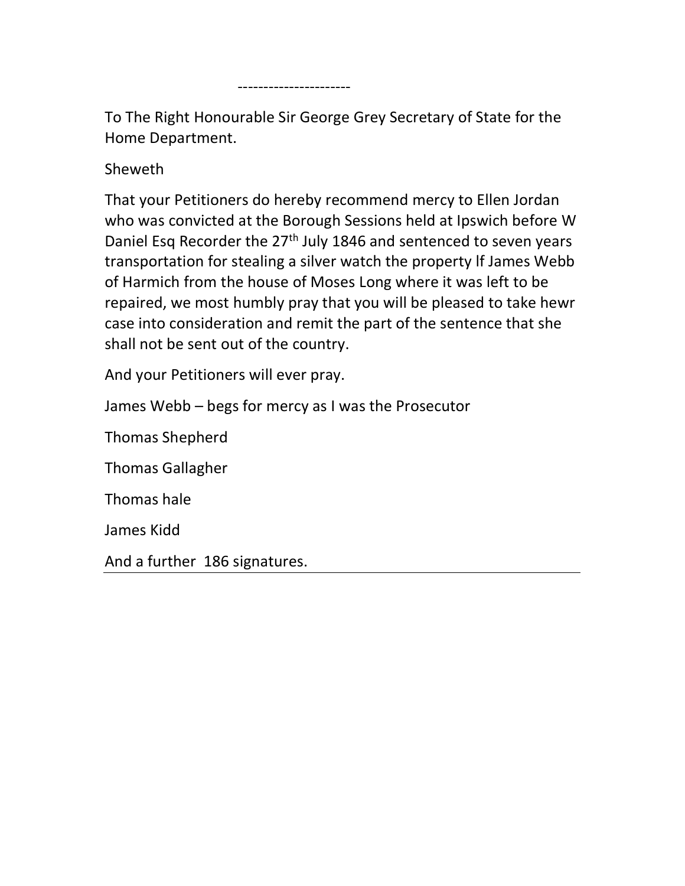----------------------

To The Right Honourable Sir George Grey Secretary of State for the Home Department.

Sheweth

That your Petitioners do hereby recommend mercy to Ellen Jordan who was convicted at the Borough Sessions held at Ipswich before W Daniel Esq Recorder the 27th July 1846 and sentenced to seven years transportation for stealing a silver watch the property lf James Webb of Harmich from the house of Moses Long where it was left to be repaired, we most humbly pray that you will be pleased to take hewr case into consideration and remit the part of the sentence that she shall not be sent out of the country.

And your Petitioners will ever pray.

James Webb – begs for mercy as I was the Prosecutor

Thomas Shepherd

Thomas Gallagher

Thomas hale

James Kidd

And a further 186 signatures.